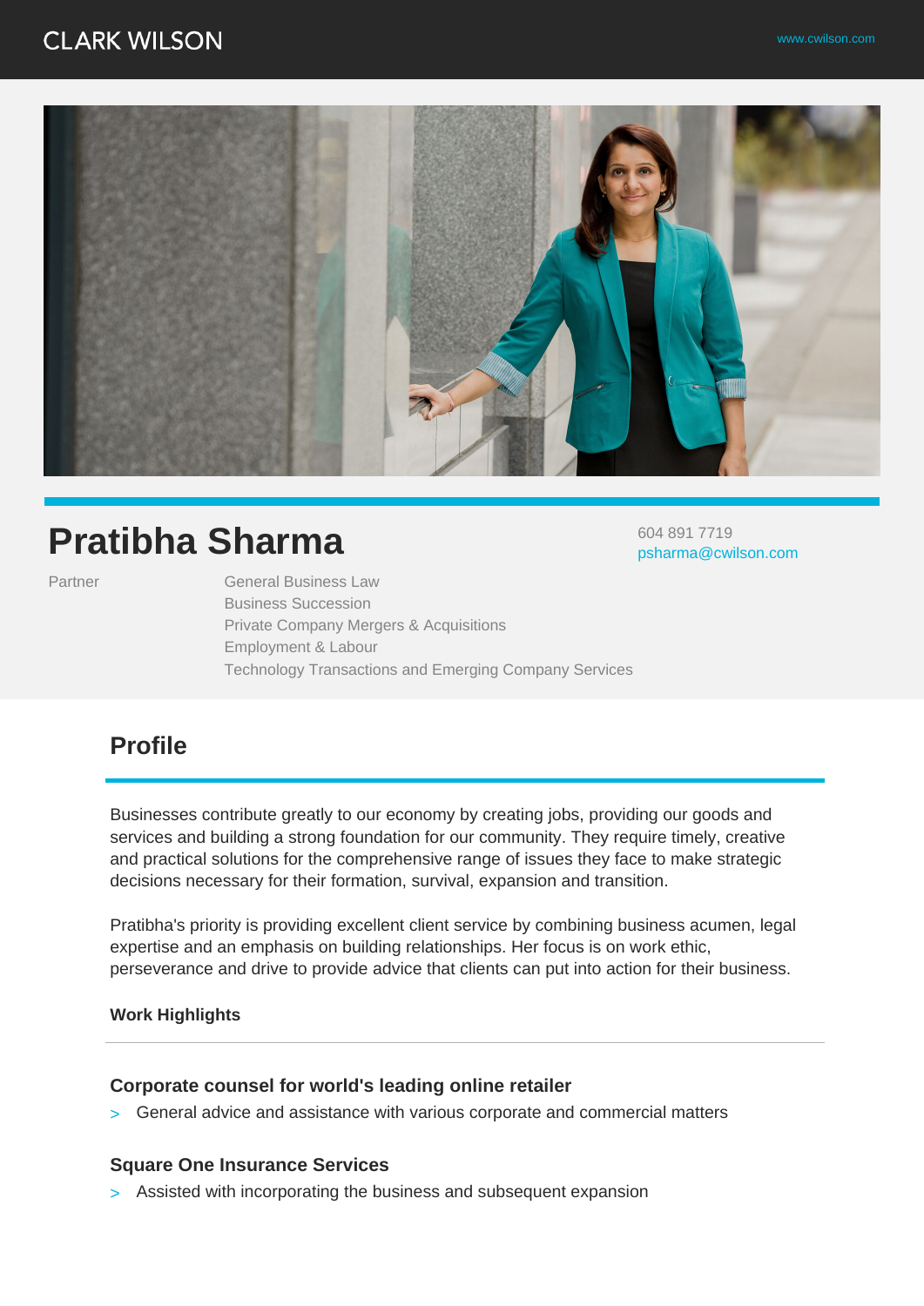CLARK WILSON

www.cwilson.com

# Pratibha Sharma

604 891 7719
psharma@cwilson.com

Partner

General Business Law
Business Succession
Private Company Mergers & Acquisitions
Employment & Labour
Technology Transactions and Emerging Company Services

## Profile

Businesses contribute greatly to our economy by creating jobs, providing our goods and services and building a strong foundation for our community. They require timely, creative and practical solutions for the comprehensive range of issues they face to make strategic decisions necessary for their formation, survival, expansion and transition.

Pratibha's priority is providing excellent client service by combining business acumen, legal expertise and an emphasis on building relationships. Her focus is on work ethic, perseverance and drive to provide advice that clients can put into action for their business.

### Work Highlights

#### Corporate counsel for world's leading online retailer

- General advice and assistance with various corporate and commercial matters

#### Square One Insurance Services

- Assisted with incorporating the business and subsequent expansion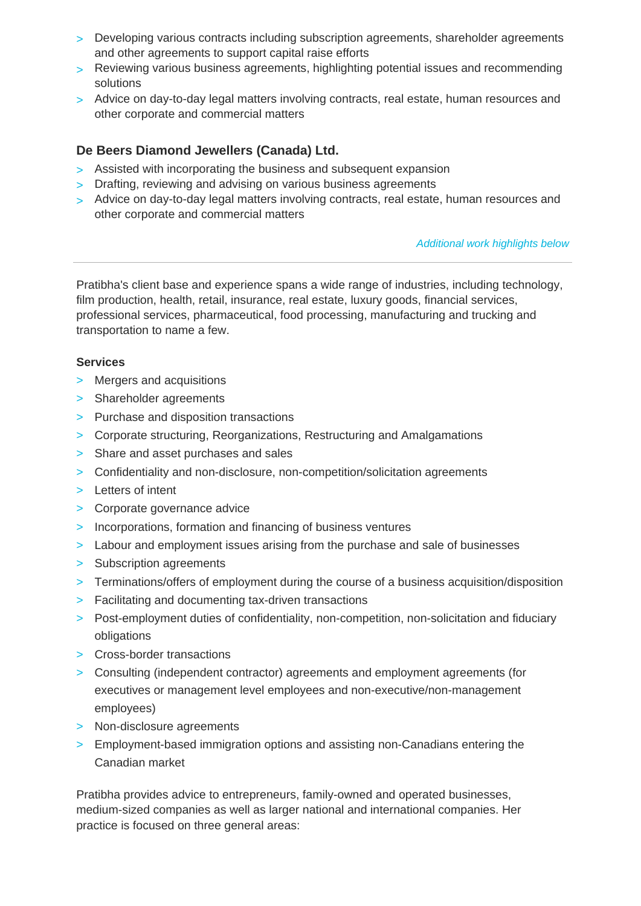- Developing various contracts including subscription agreements, shareholder agreements and other agreements to support capital raise efforts
- Reviewing various business agreements, highlighting potential issues and recommending solutions
- Advice on day-to-day legal matters involving contracts, real estate, human resources and other corporate and commercial matters

### De Beers Diamond Jewellers (Canada) Ltd.

- Assisted with incorporating the business and subsequent expansion
- Drafting, reviewing and advising on various business agreements
- Advice on day-to-day legal matters involving contracts, real estate, human resources and other corporate and commercial matters

*Additional work highlights below*

---

Pratibha's client base and experience spans a wide range of industries, including technology, film production, health, retail, insurance, real estate, luxury goods, financial services, professional services, pharmaceutical, food processing, manufacturing and trucking and transportation to name a few.

**Services**

- Mergers and acquisitions
- Shareholder agreements
- Purchase and disposition transactions
- Corporate structuring, Reorganizations, Restructuring and Amalgamations
- Share and asset purchases and sales
- Confidentiality and non-disclosure, non-competition/solicitation agreements
- Letters of intent
- Corporate governance advice
- Incorporations, formation and financing of business ventures
- Labour and employment issues arising from the purchase and sale of businesses
- Subscription agreements
- Terminations/offers of employment during the course of a business acquisition/disposition
- Facilitating and documenting tax-driven transactions
- Post-employment duties of confidentiality, non-competition, non-solicitation and fiduciary obligations
- Cross-border transactions
- Consulting (independent contractor) agreements and employment agreements (for executives or management level employees and non-executive/non-management employees)
- Non-disclosure agreements
- Employment-based immigration options and assisting non-Canadians entering the Canadian market

Pratibha provides advice to entrepreneurs, family-owned and operated businesses, medium-sized companies as well as larger national and international companies. Her practice is focused on three general areas: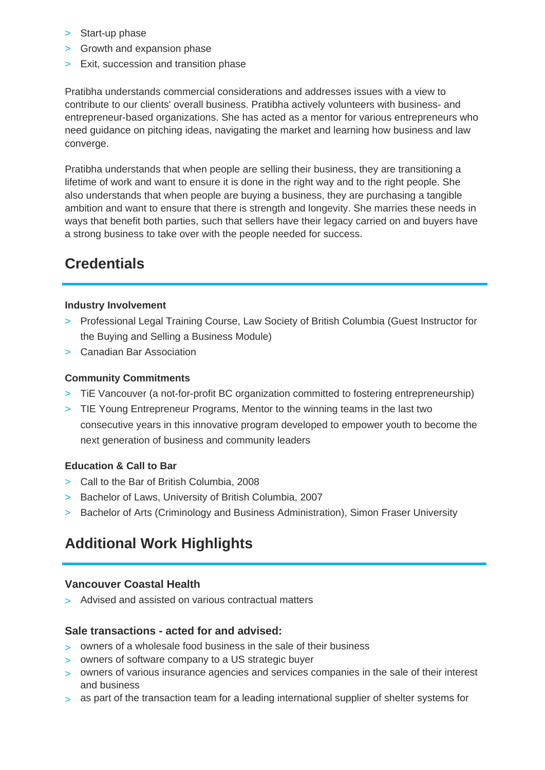- Start-up phase
- Growth and expansion phase
- Exit, succession and transition phase

Pratibha understands commercial considerations and addresses issues with a view to contribute to our clients' overall business. Pratibha actively volunteers with business- and entrepreneur-based organizations. She has acted as a mentor for various entrepreneurs who need guidance on pitching ideas, navigating the market and learning how business and law converge.

Pratibha understands that when people are selling their business, they are transitioning a lifetime of work and want to ensure it is done in the right way and to the right people. She also understands that when people are buying a business, they are purchasing a tangible ambition and want to ensure that there is strength and longevity. She marries these needs in ways that benefit both parties, such that sellers have their legacy carried on and buyers have a strong business to take over with the people needed for success.

## Credentials

#### Industry Involvement

- Professional Legal Training Course, Law Society of British Columbia (Guest Instructor for the Buying and Selling a Business Module)
- Canadian Bar Association

#### Community Commitments

- TiE Vancouver (a not-for-profit BC organization committed to fostering entrepreneurship)
- TIE Young Entrepreneur Programs, Mentor to the winning teams in the last two consecutive years in this innovative program developed to empower youth to become the next generation of business and community leaders

#### Education & Call to Bar

- Call to the Bar of British Columbia, 2008
- Bachelor of Laws, University of British Columbia, 2007
- Bachelor of Arts (Criminology and Business Administration), Simon Fraser University

## Additional Work Highlights

### Vancouver Coastal Health

- Advised and assisted on various contractual matters

### Sale transactions - acted for and advised:

- owners of a wholesale food business in the sale of their business
- owners of software company to a US strategic buyer
- owners of various insurance agencies and services companies in the sale of their interest and business
- as part of the transaction team for a leading international supplier of shelter systems for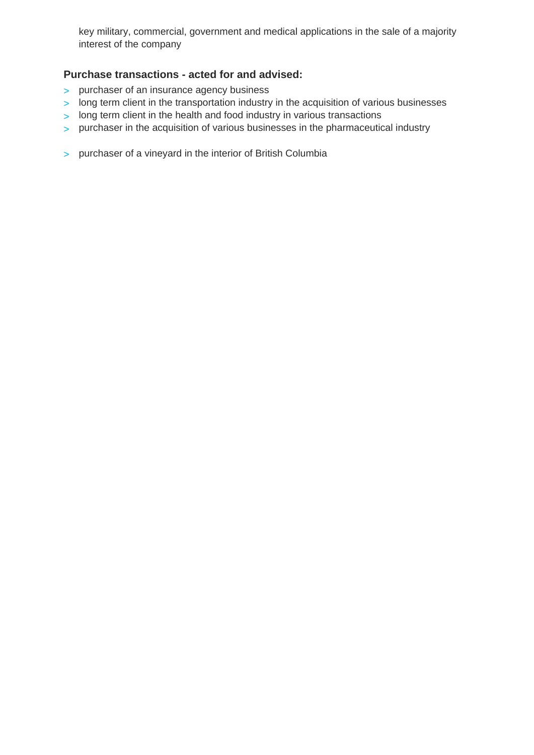key military, commercial, government and medical applications in the sale of a majority interest of the company

**Purchase transactions - acted for and advised:**

- purchaser of an insurance agency business
- long term client in the transportation industry in the acquisition of various businesses
- long term client in the health and food industry in various transactions
- purchaser in the acquisition of various businesses in the pharmaceutical industry
- purchaser of a vineyard in the interior of British Columbia